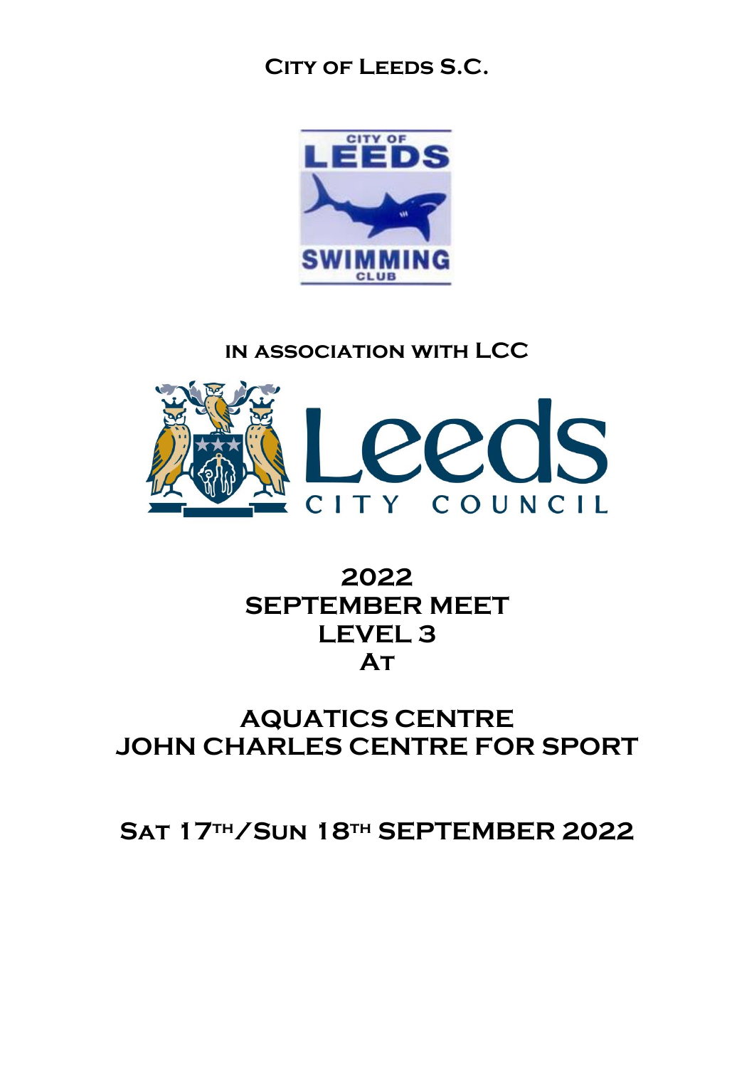# City of Leeds S.C.

**in association with LCC**

# 2022 SEPTEMBER MEET LEVEL 3 At

# AQUATICS CENTRE JOHN CHARLES CENTRE FOR SPORT

## Sat 17th/Sun 18th SEPTEMBER 2022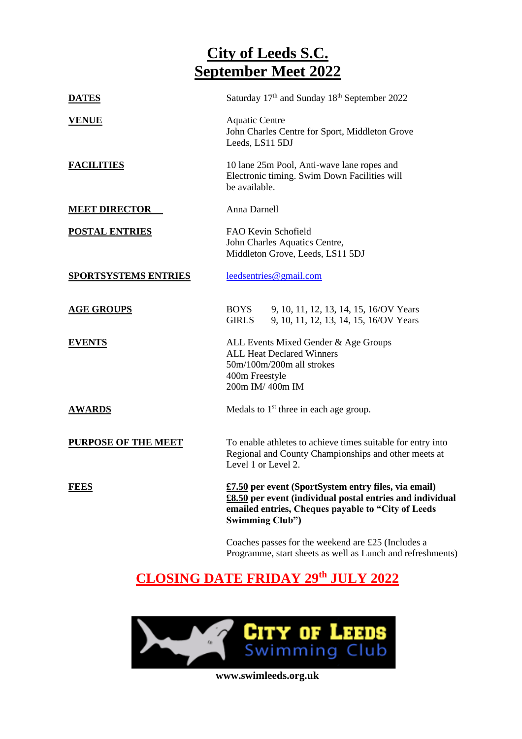# City of Leeds S.C.
# September Meet 2022

| | |
|---|---|
| **DATES** | Saturday 17th and Sunday 18th September 2022 |
| **VENUE** | Aquatic Centre<br>John Charles Centre for Sport, Middleton Grove<br>Leeds, LS11 5DJ |
| **FACILITIES** | 10 lane 25m Pool, Anti-wave lane ropes and Electronic timing. Swim Down Facilities will be available. |
| **MEET DIRECTOR** | Anna Darnell |
| **POSTAL ENTRIES** | FAO Kevin Schofield<br>John Charles Aquatics Centre,<br>Middleton Grove, Leeds, LS11 5DJ |
| **SPORTSYSTEMS ENTRIES** | leedsentries@gmail.com |
| **AGE GROUPS** | BOYS 9, 10, 11, 12, 13, 14, 15, 16/OV Years<br>GIRLS 9, 10, 11, 12, 13, 14, 15, 16/OV Years |
| **EVENTS** | ALL Events Mixed Gender & Age Groups<br>ALL Heat Declared Winners<br>50m/100m/200m all strokes<br>400m Freestyle<br>200m IM/ 400m IM |
| **AWARDS** | Medals to 1st three in each age group. |
| **PURPOSE OF THE MEET** | To enable athletes to achieve times suitable for entry into Regional and County Championships and other meets at Level 1 or Level 2. |
| **FEES** | **£7.50 per event (SportSystem entry files, via email)**<br>**£8.50 per event (individual postal entries and individual emailed entries, Cheques payable to "City of Leeds Swimming Club")**<br><br>Coaches passes for the weekend are £25 (Includes a Programme, start sheets as well as Lunch and refreshments) |

## CLOSING DATE FRIDAY 29th JULY 2022

City of Leeds Swimming Club

**www.swimleeds.org.uk**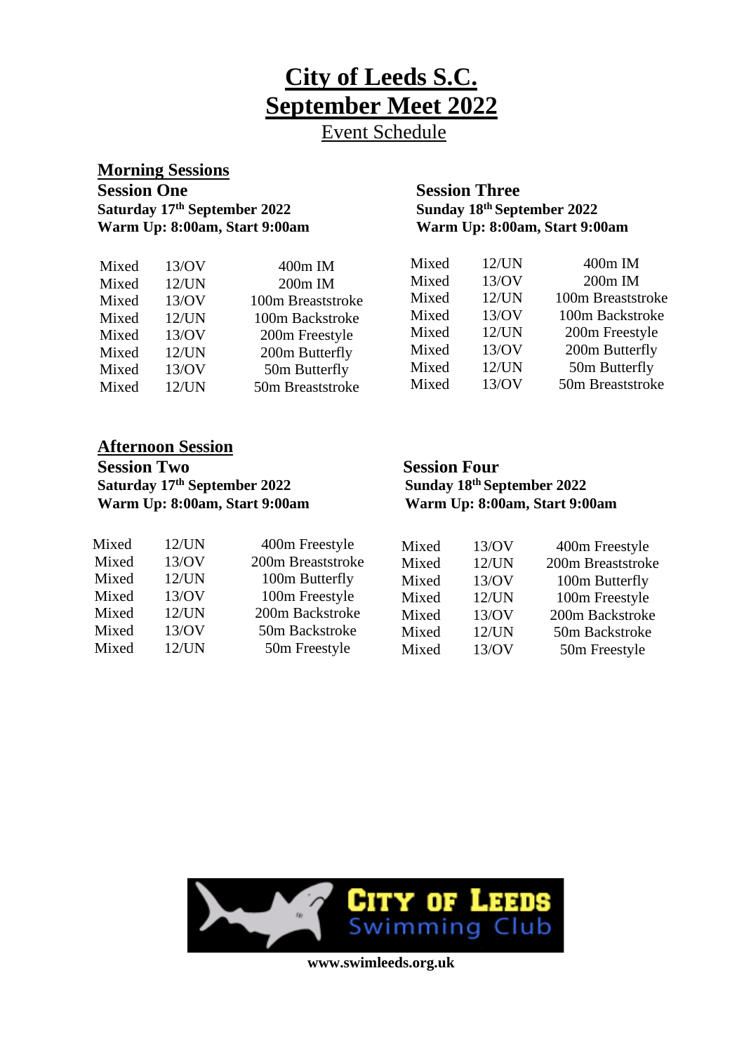# City of Leeds S.C.
# September Meet 2022

Event Schedule

## Morning Sessions

### Session One

**Saturday 17th September 2022**
**Warm Up: 8:00am, Start 9:00am**

| | | |
|---|---|---|
| Mixed | 13/OV | 400m IM |
| Mixed | 12/UN | 200m IM |
| Mixed | 13/OV | 100m Breaststroke |
| Mixed | 12/UN | 100m Backstroke |
| Mixed | 13/OV | 200m Freestyle |
| Mixed | 12/UN | 200m Butterfly |
| Mixed | 13/OV | 50m Butterfly |
| Mixed | 12/UN | 50m Breaststroke |

### Session Three

**Sunday 18th September 2022**
**Warm Up: 8:00am, Start 9:00am**

| | | |
|---|---|---|
| Mixed | 12/UN | 400m IM |
| Mixed | 13/OV | 200m IM |
| Mixed | 12/UN | 100m Breaststroke |
| Mixed | 13/OV | 100m Backstroke |
| Mixed | 12/UN | 200m Freestyle |
| Mixed | 13/OV | 200m Butterfly |
| Mixed | 12/UN | 50m Butterfly |
| Mixed | 13/OV | 50m Breaststroke |

## Afternoon Session

### Session Two

**Saturday 17th September 2022**
**Warm Up: 8:00am, Start 9:00am**

| | | |
|---|---|---|
| Mixed | 12/UN | 400m Freestyle |
| Mixed | 13/OV | 200m Breaststroke |
| Mixed | 12/UN | 100m Butterfly |
| Mixed | 13/OV | 100m Freestyle |
| Mixed | 12/UN | 200m Backstroke |
| Mixed | 13/OV | 50m Backstroke |
| Mixed | 12/UN | 50m Freestyle |

### Session Four

**Sunday 18th September 2022**
**Warm Up: 8:00am, Start 9:00am**

| | | |
|---|---|---|
| Mixed | 13/OV | 400m Freestyle |
| Mixed | 12/UN | 200m Breaststroke |
| Mixed | 13/OV | 100m Butterfly |
| Mixed | 12/UN | 100m Freestyle |
| Mixed | 13/OV | 200m Backstroke |
| Mixed | 12/UN | 50m Backstroke |
| Mixed | 13/OV | 50m Freestyle |

CITY OF LEEDS Swimming Club

**www.swimleeds.org.uk**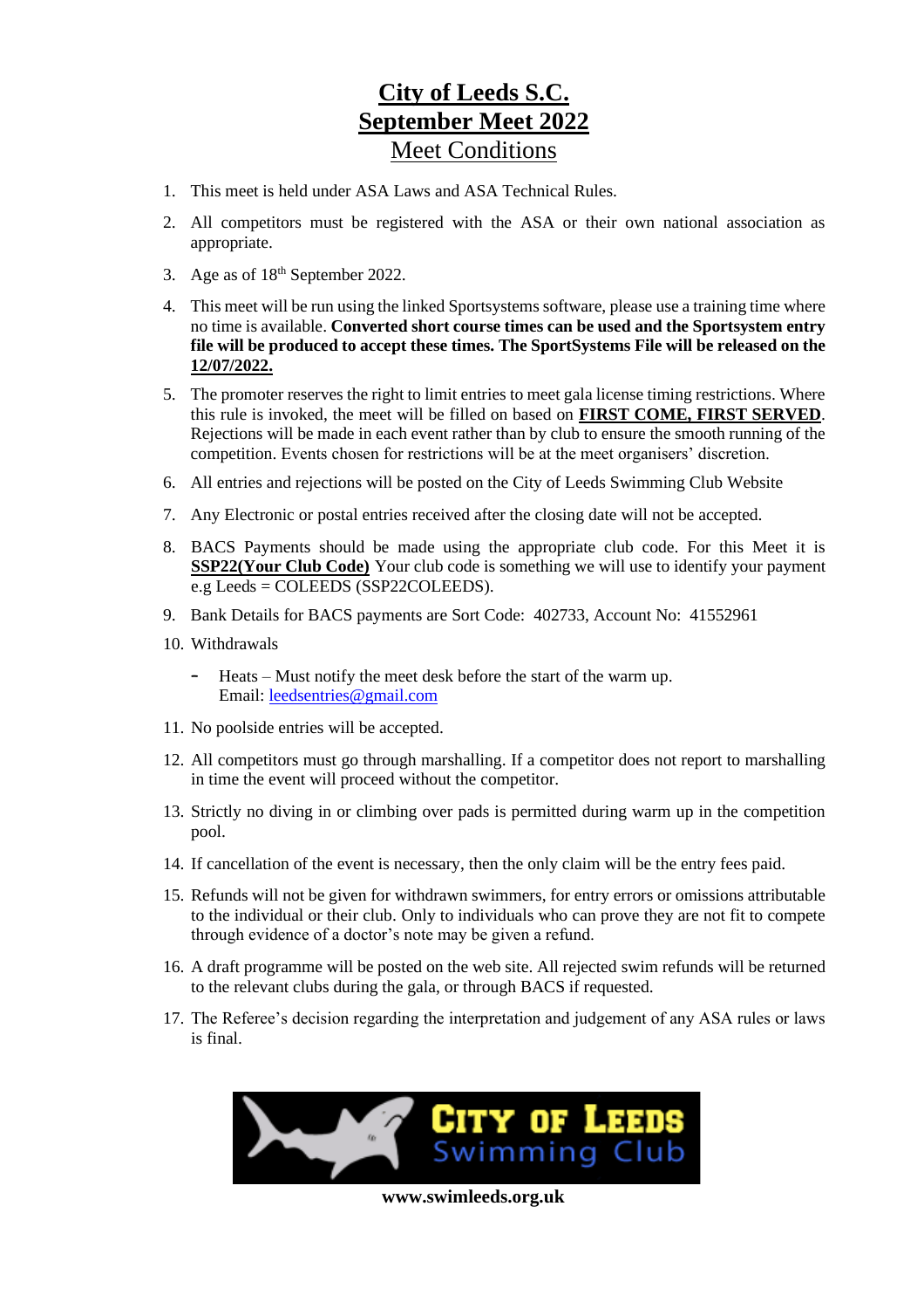# City of Leeds S.C.
# September Meet 2022
## Meet Conditions

1. This meet is held under ASA Laws and ASA Technical Rules.
2. All competitors must be registered with the ASA or their own national association as appropriate.
3. Age as of 18th September 2022.
4. This meet will be run using the linked Sportsystems software, please use a training time where no time is available. **Converted short course times can be used and the Sportsystem entry file will be produced to accept these times. The SportSystems File will be released on the 12/07/2022.**
5. The promoter reserves the right to limit entries to meet gala license timing restrictions. Where this rule is invoked, the meet will be filled on based on **FIRST COME, FIRST SERVED**. Rejections will be made in each event rather than by club to ensure the smooth running of the competition. Events chosen for restrictions will be at the meet organisers' discretion.
6. All entries and rejections will be posted on the City of Leeds Swimming Club Website
7. Any Electronic or postal entries received after the closing date will not be accepted.
8. BACS Payments should be made using the appropriate club code. For this Meet it is **SSP22(Your Club Code)** Your club code is something we will use to identify your payment e.g Leeds = COLEEDS (SSP22COLEEDS).
9. Bank Details for BACS payments are Sort Code: 402733, Account No: 41552961
10. Withdrawals
    - Heats – Must notify the meet desk before the start of the warm up.
      Email: leedsentries@gmail.com
11. No poolside entries will be accepted.
12. All competitors must go through marshalling. If a competitor does not report to marshalling in time the event will proceed without the competitor.
13. Strictly no diving in or climbing over pads is permitted during warm up in the competition pool.
14. If cancellation of the event is necessary, then the only claim will be the entry fees paid.
15. Refunds will not be given for withdrawn swimmers, for entry errors or omissions attributable to the individual or their club. Only to individuals who can prove they are not fit to compete through evidence of a doctor's note may be given a refund.
16. A draft programme will be posted on the web site. All rejected swim refunds will be returned to the relevant clubs during the gala, or through BACS if requested.
17. The Referee's decision regarding the interpretation and judgement of any ASA rules or laws is final.

City of Leeds Swimming Club

**www.swimleeds.org.uk**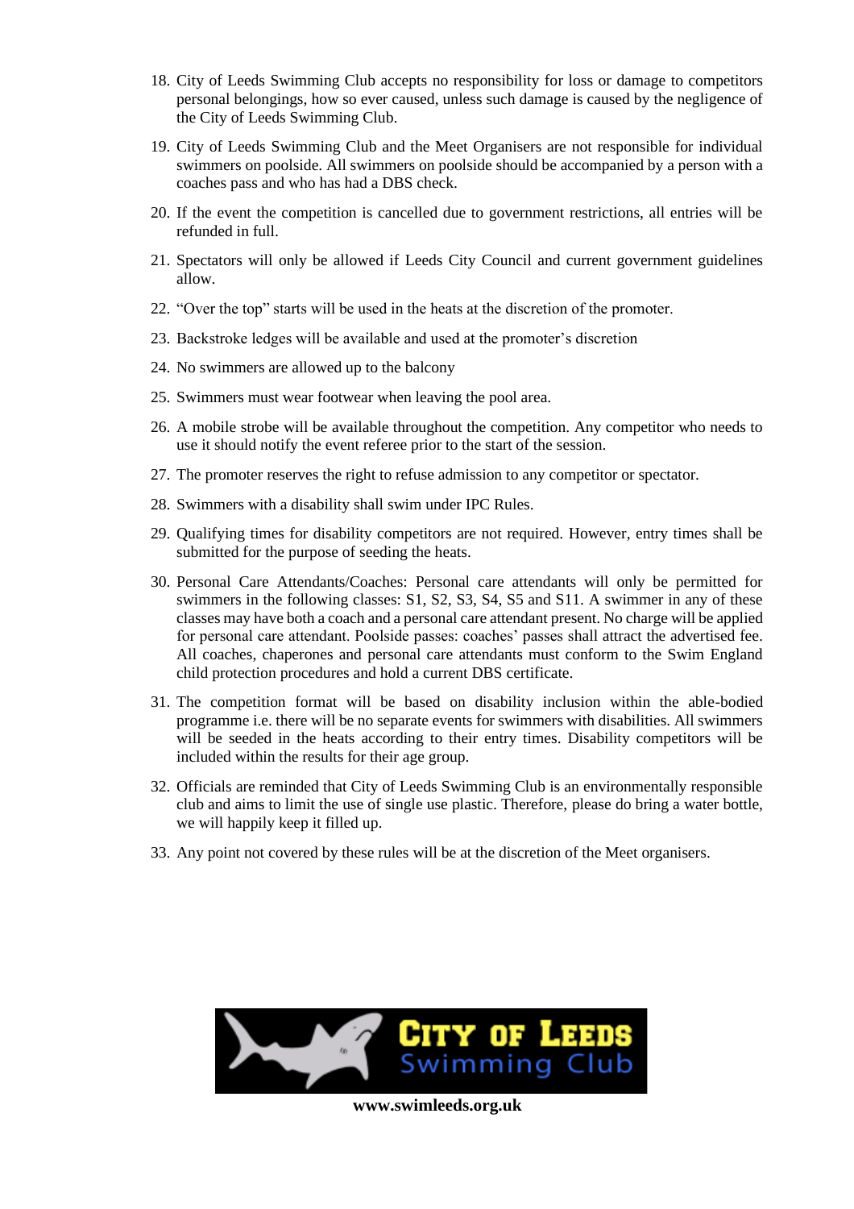18. City of Leeds Swimming Club accepts no responsibility for loss or damage to competitors personal belongings, how so ever caused, unless such damage is caused by the negligence of the City of Leeds Swimming Club.

19. City of Leeds Swimming Club and the Meet Organisers are not responsible for individual swimmers on poolside. All swimmers on poolside should be accompanied by a person with a coaches pass and who has had a DBS check.

20. If the event the competition is cancelled due to government restrictions, all entries will be refunded in full.

21. Spectators will only be allowed if Leeds City Council and current government guidelines allow.

22. "Over the top" starts will be used in the heats at the discretion of the promoter.

23. Backstroke ledges will be available and used at the promoter's discretion

24. No swimmers are allowed up to the balcony

25. Swimmers must wear footwear when leaving the pool area.

26. A mobile strobe will be available throughout the competition. Any competitor who needs to use it should notify the event referee prior to the start of the session.

27. The promoter reserves the right to refuse admission to any competitor or spectator.

28. Swimmers with a disability shall swim under IPC Rules.

29. Qualifying times for disability competitors are not required. However, entry times shall be submitted for the purpose of seeding the heats.

30. Personal Care Attendants/Coaches: Personal care attendants will only be permitted for swimmers in the following classes: S1, S2, S3, S4, S5 and S11. A swimmer in any of these classes may have both a coach and a personal care attendant present. No charge will be applied for personal care attendant. Poolside passes: coaches' passes shall attract the advertised fee. All coaches, chaperones and personal care attendants must conform to the Swim England child protection procedures and hold a current DBS certificate.

31. The competition format will be based on disability inclusion within the able-bodied programme i.e. there will be no separate events for swimmers with disabilities. All swimmers will be seeded in the heats according to their entry times. Disability competitors will be included within the results for their age group.

32. Officials are reminded that City of Leeds Swimming Club is an environmentally responsible club and aims to limit the use of single use plastic. Therefore, please do bring a water bottle, we will happily keep it filled up.

33. Any point not covered by these rules will be at the discretion of the Meet organisers.

City of Leeds Swimming Club

**www.swimleeds.org.uk**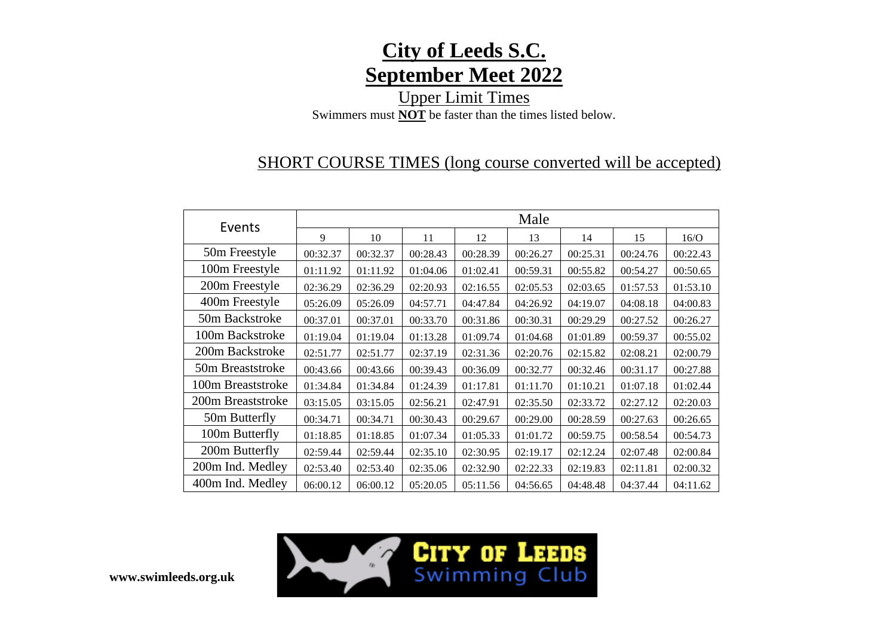# City of Leeds S.C.
# September Meet 2022

Upper Limit Times

Swimmers must **NOT** be faster than the times listed below.

## SHORT COURSE TIMES (long course converted will be accepted)

| Events | Male | | | | | | | |
|---|---|---|---|---|---|---|---|---|
| | 9 | 10 | 11 | 12 | 13 | 14 | 15 | 16/O |
| 50m Freestyle | 00:32.37 | 00:32.37 | 00:28.43 | 00:28.39 | 00:26.27 | 00:25.31 | 00:24.76 | 00:22.43 |
| 100m Freestyle | 01:11.92 | 01:11.92 | 01:04.06 | 01:02.41 | 00:59.31 | 00:55.82 | 00:54.27 | 00:50.65 |
| 200m Freestyle | 02:36.29 | 02:36.29 | 02:20.93 | 02:16.55 | 02:05.53 | 02:03.65 | 01:57.53 | 01:53.10 |
| 400m Freestyle | 05:26.09 | 05:26.09 | 04:57.71 | 04:47.84 | 04:26.92 | 04:19.07 | 04:08.18 | 04:00.83 |
| 50m Backstroke | 00:37.01 | 00:37.01 | 00:33.70 | 00:31.86 | 00:30.31 | 00:29.29 | 00:27.52 | 00:26.27 |
| 100m Backstroke | 01:19.04 | 01:19.04 | 01:13.28 | 01:09.74 | 01:04.68 | 01:01.89 | 00:59.37 | 00:55.02 |
| 200m Backstroke | 02:51.77 | 02:51.77 | 02:37.19 | 02:31.36 | 02:20.76 | 02:15.82 | 02:08.21 | 02:00.79 |
| 50m Breaststroke | 00:43.66 | 00:43.66 | 00:39.43 | 00:36.09 | 00:32.77 | 00:32.46 | 00:31.17 | 00:27.88 |
| 100m Breaststroke | 01:34.84 | 01:34.84 | 01:24.39 | 01:17.81 | 01:11.70 | 01:10.21 | 01:07.18 | 01:02.44 |
| 200m Breaststroke | 03:15.05 | 03:15.05 | 02:56.21 | 02:47.91 | 02:35.50 | 02:33.72 | 02:27.12 | 02:20.03 |
| 50m Butterfly | 00:34.71 | 00:34.71 | 00:30.43 | 00:29.67 | 00:29.00 | 00:28.59 | 00:27.63 | 00:26.65 |
| 100m Butterfly | 01:18.85 | 01:18.85 | 01:07.34 | 01:05.33 | 01:01.72 | 00:59.75 | 00:58.54 | 00:54.73 |
| 200m Butterfly | 02:59.44 | 02:59.44 | 02:35.10 | 02:30.95 | 02:19.17 | 02:12.24 | 02:07.48 | 02:00.84 |
| 200m Ind. Medley | 02:53.40 | 02:53.40 | 02:35.06 | 02:32.90 | 02:22.33 | 02:19.83 | 02:11.81 | 02:00.32 |
| 400m Ind. Medley | 06:00.12 | 06:00.12 | 05:20.05 | 05:11.56 | 04:56.65 | 04:48.48 | 04:37.44 | 04:11.62 |

**www.swimleeds.org.uk**

CITY OF LEEDS Swimming Club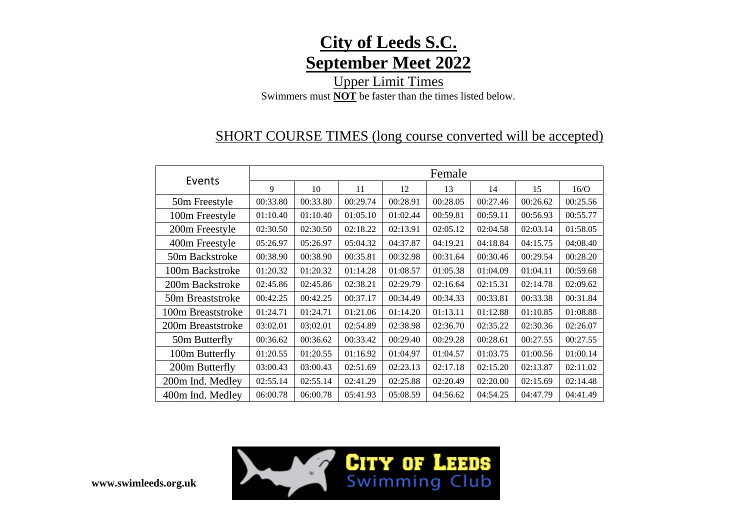# City of Leeds S.C.
# September Meet 2022

## Upper Limit Times

Swimmers must **NOT** be faster than the times listed below.

### SHORT COURSE TIMES (long course converted will be accepted)

| Events | Female | | | | | | | |
|---|---|---|---|---|---|---|---|---|
| | 9 | 10 | 11 | 12 | 13 | 14 | 15 | 16/O |
| 50m Freestyle | 00:33.80 | 00:33.80 | 00:29.74 | 00:28.91 | 00:28.05 | 00:27.46 | 00:26.62 | 00:25.56 |
| 100m Freestyle | 01:10.40 | 01:10.40 | 01:05.10 | 01:02.44 | 00:59.81 | 00:59.11 | 00:56.93 | 00:55.77 |
| 200m Freestyle | 02:30.50 | 02:30.50 | 02:18.22 | 02:13.91 | 02:05.12 | 02:04.58 | 02:03.14 | 01:58.05 |
| 400m Freestyle | 05:26.97 | 05:26.97 | 05:04.32 | 04:37.87 | 04:19.21 | 04:18.84 | 04:15.75 | 04:08.40 |
| 50m Backstroke | 00:38.90 | 00:38.90 | 00:35.81 | 00:32.98 | 00:31.64 | 00:30.46 | 00:29.54 | 00:28.20 |
| 100m Backstroke | 01:20.32 | 01:20.32 | 01:14.28 | 01:08.57 | 01:05.38 | 01:04.09 | 01:04.11 | 00:59.68 |
| 200m Backstroke | 02:45.86 | 02:45.86 | 02:38.21 | 02:29.79 | 02:16.64 | 02:15.31 | 02:14.78 | 02:09.62 |
| 50m Breaststroke | 00:42.25 | 00:42.25 | 00:37.17 | 00:34.49 | 00:34.33 | 00:33.81 | 00:33.38 | 00:31.84 |
| 100m Breaststroke | 01:24.71 | 01:24.71 | 01:21.06 | 01:14.20 | 01:13.11 | 01:12.88 | 01:10.85 | 01:08.88 |
| 200m Breaststroke | 03:02.01 | 03:02.01 | 02:54.89 | 02:38.98 | 02:36.70 | 02:35.22 | 02:30.36 | 02:26.07 |
| 50m Butterfly | 00:36.62 | 00:36.62 | 00:33.42 | 00:29.40 | 00:29.28 | 00:28.61 | 00:27.55 | 00:27.55 |
| 100m Butterfly | 01:20.55 | 01:20.55 | 01:16.92 | 01:04.97 | 01:04.57 | 01:03.75 | 01:00.56 | 01:00.14 |
| 200m Butterfly | 03:00.43 | 03:00.43 | 02:51.69 | 02:23.13 | 02:17.18 | 02:15.20 | 02:13.87 | 02:11.02 |
| 200m Ind. Medley | 02:55.14 | 02:55.14 | 02:41.29 | 02:25.88 | 02:20.49 | 02:20.00 | 02:15.69 | 02:14.48 |
| 400m Ind. Medley | 06:00.78 | 06:00.78 | 05:41.93 | 05:08.59 | 04:56.62 | 04:54.25 | 04:47.79 | 04:41.49 |

**www.swimleeds.org.uk**

CITY OF LEEDS Swimming Club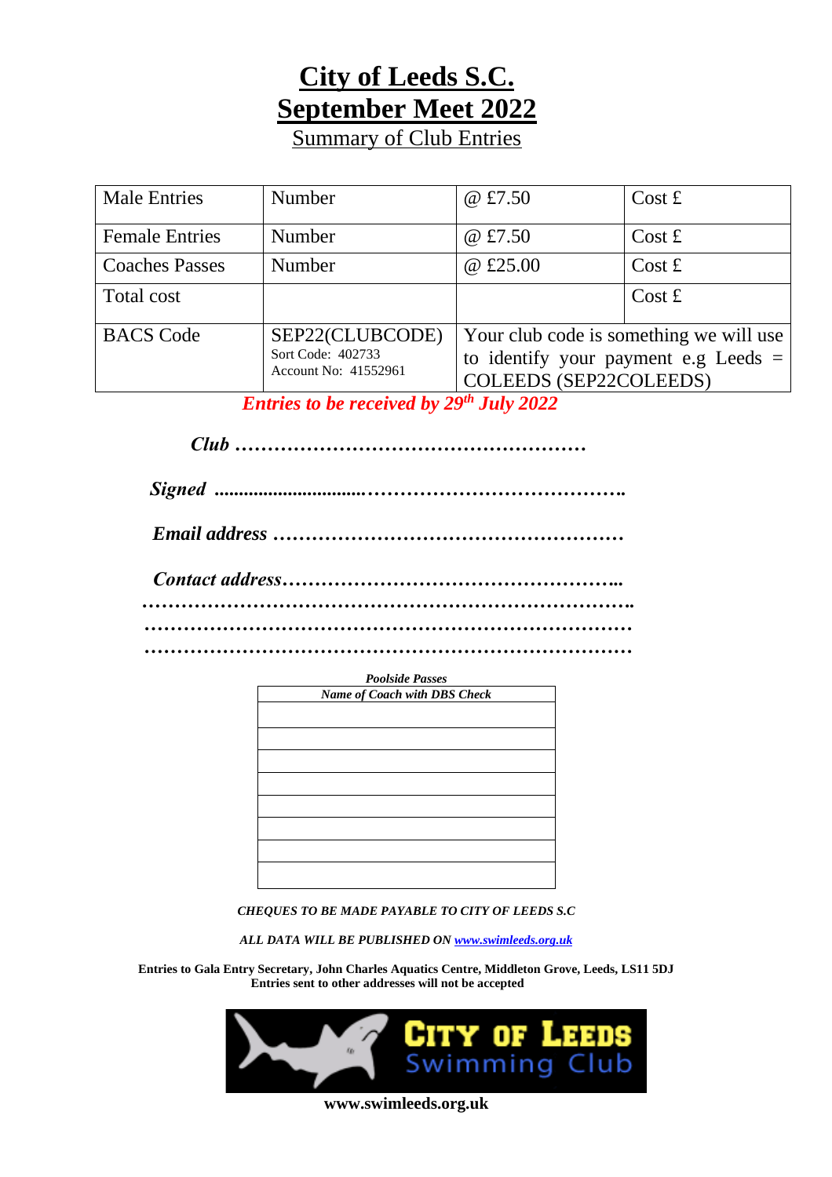# City of Leeds S.C.
# September Meet 2022

## Summary of Club Entries

| Male Entries | Number | @ £7.50 | Cost £ |
|---|---|---|---|
| Female Entries | Number | @ £7.50 | Cost £ |
| Coaches Passes | Number | @ £25.00 | Cost £ |
| Total cost | | | Cost £ |
| BACS Code | SEP22(CLUBCODE) Sort Code: 402733 Account No: 41552961 | Your club code is something we will use to identify your payment e.g Leeds = COLEEDS (SEP22COLEEDS) | |

***Entries to be received by 29th July 2022***

***Club*** ………………………………………………

***Signed*** ..............................…………………………………..

***Email address*** ………………………………………………

***Contact address***……………………………………………..
……………………………………………………………………..
……………………………………………………………………
……………………………………………………………………

***Poolside Passes***

| *Name of Coach with DBS Check* |
|---|
| |
| |
| |
| |
| |
| |
| |
| |

***CHEQUES TO BE MADE PAYABLE TO CITY OF LEEDS S.C***

***ALL DATA WILL BE PUBLISHED ON [www.swimleeds.org.uk](www.swimleeds.org.uk)***

**Entries to Gala Entry Secretary, John Charles Aquatics Centre, Middleton Grove, Leeds, LS11 5DJ**
**Entries sent to other addresses will not be accepted**

CITY OF LEEDS Swimming Club

**www.swimleeds.org.uk**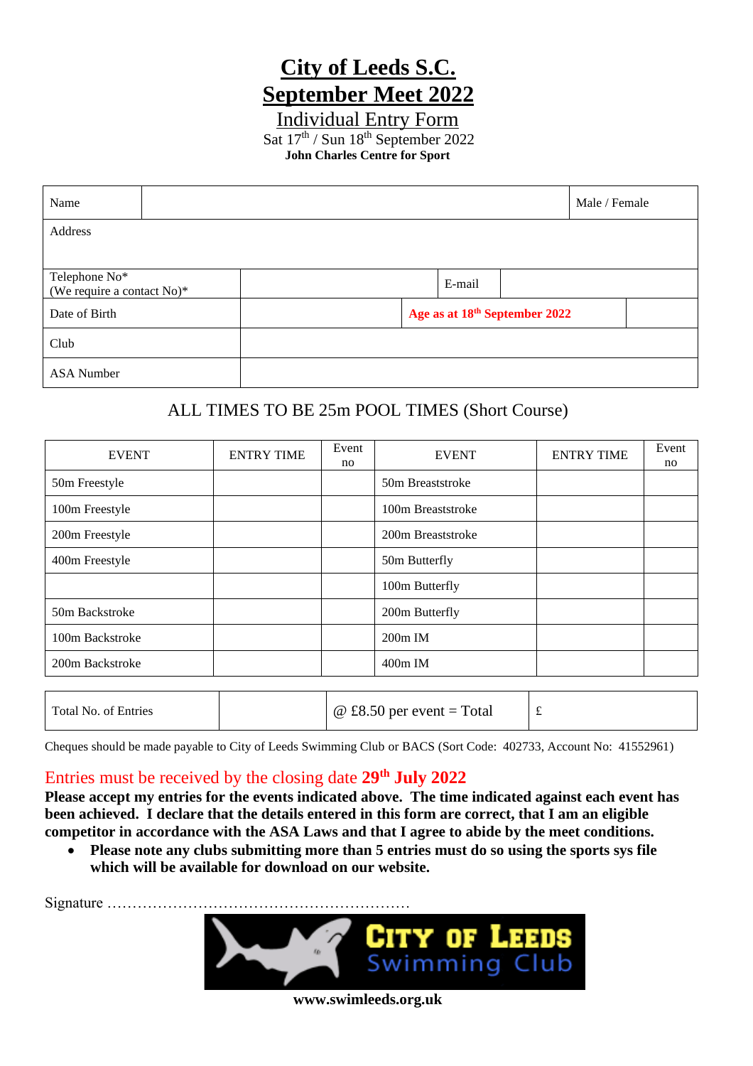# City of Leeds S.C.
# September Meet 2022

## Individual Entry Form

Sat 17th / Sun 18th September 2022

**John Charles Centre for Sport**

| | | | | |
|---|---|---|---|---|
| Name | | | | Male / Female |
| Address | | | | |
| Telephone No* (We require a contact No)* | | E-mail | | |
| Date of Birth | | **Age as at 18th September 2022** | | |
| Club | | | | |
| ASA Number | | | | |

ALL TIMES TO BE 25m POOL TIMES (Short Course)

| EVENT | ENTRY TIME | Event no | EVENT | ENTRY TIME | Event no |
|---|---|---|---|---|---|
| 50m Freestyle | | | 50m Breaststroke | | |
| 100m Freestyle | | | 100m Breaststroke | | |
| 200m Freestyle | | | 200m Breaststroke | | |
| 400m Freestyle | | | 50m Butterfly | | |
| | | | 100m Butterfly | | |
| 50m Backstroke | | | 200m Butterfly | | |
| 100m Backstroke | | | 200m IM | | |
| 200m Backstroke | | | 400m IM | | |

| | | | |
|---|---|---|---|
| Total No. of Entries | | @ £8.50 per event = Total | £ |

Cheques should be made payable to City of Leeds Swimming Club or BACS (Sort Code: 402733, Account No: 41552961)

Entries must be received by the closing date **29th July 2022**

**Please accept my entries for the events indicated above. The time indicated against each event has been achieved. I declare that the details entered in this form are correct, that I am an eligible competitor in accordance with the ASA Laws and that I agree to abide by the meet conditions.**

- **Please note any clubs submitting more than 5 entries must do so using the sports sys file which will be available for download on our website.**

Signature ……………………………………………………

CITY OF LEEDS Swimming Club

**www.swimleeds.org.uk**